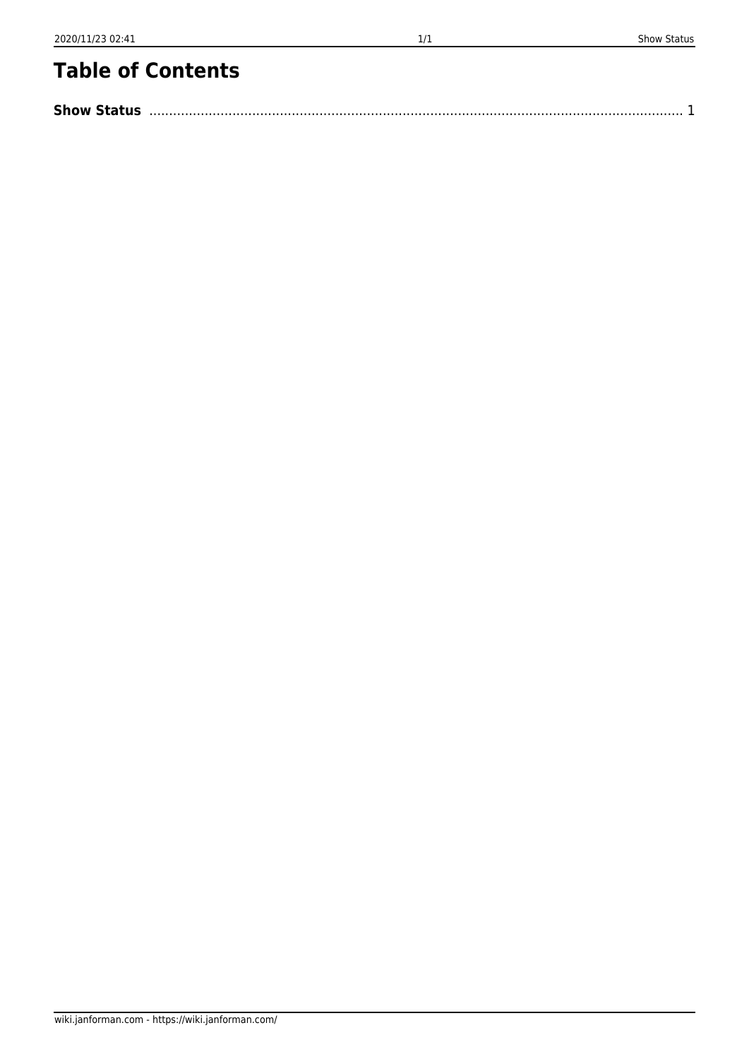# Table of Contents

**Show Status** ........................................................................................................................................ 1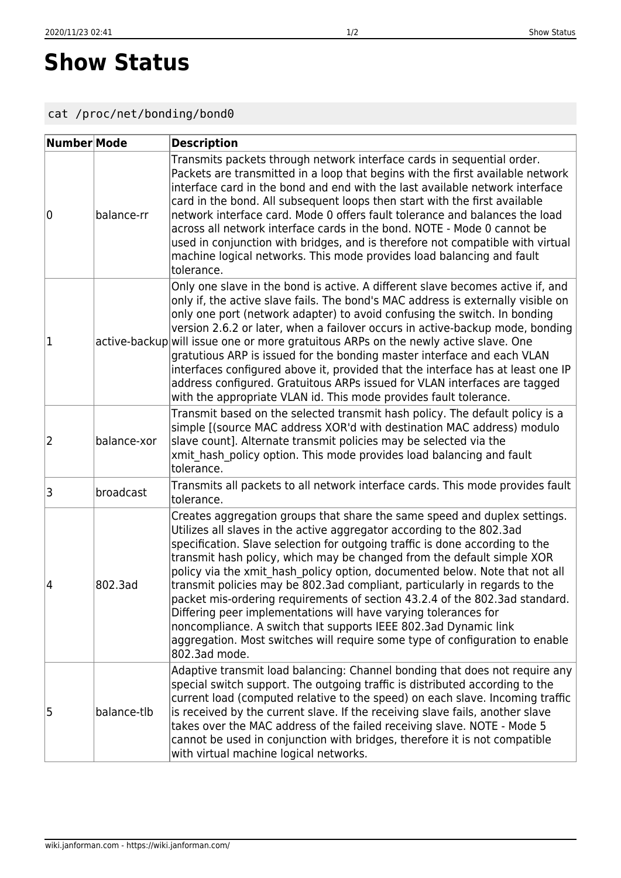# Show Status

```
cat /proc/net/bonding/bond0
```

| Number | Mode | Description |
|---|---|---|
| 0 | balance-rr | Transmits packets through network interface cards in sequential order. Packets are transmitted in a loop that begins with the first available network interface card in the bond and end with the last available network interface card in the bond. All subsequent loops then start with the first available network interface card. Mode 0 offers fault tolerance and balances the load across all network interface cards in the bond. NOTE - Mode 0 cannot be used in conjunction with bridges, and is therefore not compatible with virtual machine logical networks. This mode provides load balancing and fault tolerance. |
| 1 | active-backup | Only one slave in the bond is active. A different slave becomes active if, and only if, the active slave fails. The bond's MAC address is externally visible on only one port (network adapter) to avoid confusing the switch. In bonding version 2.6.2 or later, when a failover occurs in active-backup mode, bonding will issue one or more gratuitous ARPs on the newly active slave. One gratuitous ARP is issued for the bonding master interface and each VLAN interfaces configured above it, provided that the interface has at least one IP address configured. Gratuitous ARPs issued for VLAN interfaces are tagged with the appropriate VLAN id. This mode provides fault tolerance. |
| 2 | balance-xor | Transmit based on the selected transmit hash policy. The default policy is a simple [(source MAC address XOR'd with destination MAC address) modulo slave count]. Alternate transmit policies may be selected via the xmit_hash_policy option. This mode provides load balancing and fault tolerance. |
| 3 | broadcast | Transmits all packets to all network interface cards. This mode provides fault tolerance. |
| 4 | 802.3ad | Creates aggregation groups that share the same speed and duplex settings. Utilizes all slaves in the active aggregator according to the 802.3ad specification. Slave selection for outgoing traffic is done according to the transmit hash policy, which may be changed from the default simple XOR policy via the xmit_hash_policy option, documented below. Note that not all transmit policies may be 802.3ad compliant, particularly in regards to the packet mis-ordering requirements of section 43.2.4 of the 802.3ad standard. Differing peer implementations will have varying tolerances for noncompliance. A switch that supports IEEE 802.3ad Dynamic link aggregation. Most switches will require some type of configuration to enable 802.3ad mode. |
| 5 | balance-tlb | Adaptive transmit load balancing: Channel bonding that does not require any special switch support. The outgoing traffic is distributed according to the current load (computed relative to the speed) on each slave. Incoming traffic is received by the current slave. If the receiving slave fails, another slave takes over the MAC address of the failed receiving slave. NOTE - Mode 5 cannot be used in conjunction with bridges, therefore it is not compatible with virtual machine logical networks. |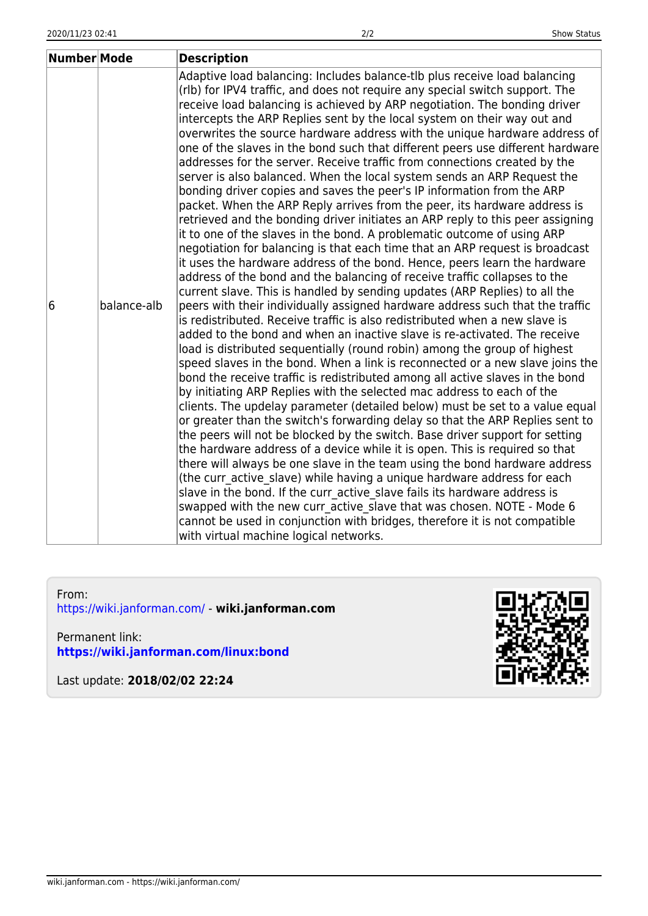| Number | Mode | Description |
|---|---|---|
| 6 | balance-alb | Adaptive load balancing: Includes balance-tlb plus receive load balancing (rlb) for IPV4 traffic, and does not require any special switch support. The receive load balancing is achieved by ARP negotiation. The bonding driver intercepts the ARP Replies sent by the local system on their way out and overwrites the source hardware address with the unique hardware address of one of the slaves in the bond such that different peers use different hardware addresses for the server. Receive traffic from connections created by the server is also balanced. When the local system sends an ARP Request the bonding driver copies and saves the peer's IP information from the ARP packet. When the ARP Reply arrives from the peer, its hardware address is retrieved and the bonding driver initiates an ARP reply to this peer assigning it to one of the slaves in the bond. A problematic outcome of using ARP negotiation for balancing is that each time that an ARP request is broadcast it uses the hardware address of the bond. Hence, peers learn the hardware address of the bond and the balancing of receive traffic collapses to the current slave. This is handled by sending updates (ARP Replies) to all the peers with their individually assigned hardware address such that the traffic is redistributed. Receive traffic is also redistributed when a new slave is added to the bond and when an inactive slave is re-activated. The receive load is distributed sequentially (round robin) among the group of highest speed slaves in the bond. When a link is reconnected or a new slave joins the bond the receive traffic is redistributed among all active slaves in the bond by initiating ARP Replies with the selected mac address to each of the clients. The updelay parameter (detailed below) must be set to a value equal or greater than the switch's forwarding delay so that the ARP Replies sent to the peers will not be blocked by the switch. Base driver support for setting the hardware address of a device while it is open. This is required so that there will always be one slave in the team using the bond hardware address (the curr_active_slave) while having a unique hardware address for each slave in the bond. If the curr_active_slave fails its hardware address is swapped with the new curr_active_slave that was chosen. NOTE - Mode 6 cannot be used in conjunction with bridges, therefore it is not compatible with virtual machine logical networks. |

From:
https://wiki.janforman.com/ - **wiki.janforman.com**

Permanent link:
**https://wiki.janforman.com/linux:bond**

Last update: **2018/02/02 22:24**